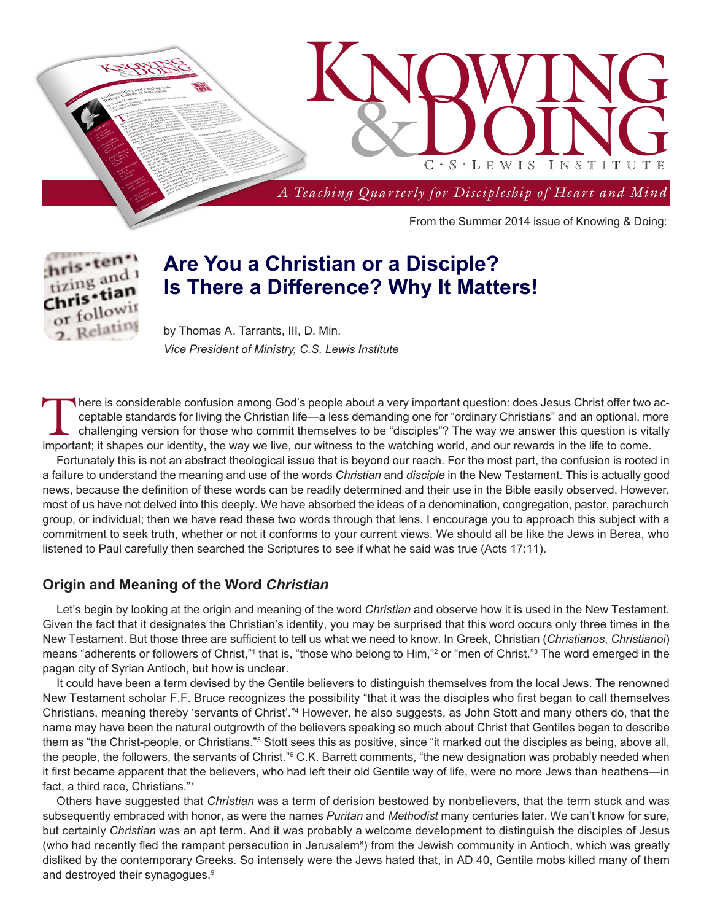# Knowing & Doing

C·S·Lewis Institute

*A Teaching Quarterly for Discipleship of Heart and Mind*

From the Summer 2014 issue of Knowing & Doing:

## Are You a Christian or a Disciple? Is There a Difference? Why It Matters!

by Thomas A. Tarrants, III, D. Min.
*Vice President of Ministry, C.S. Lewis Institute*

There is considerable confusion among God's people about a very important question: does Jesus Christ offer two acceptable standards for living the Christian life—a less demanding one for "ordinary Christians" and an optional, more challenging version for those who commit themselves to be "disciples"? The way we answer this question is vitally important; it shapes our identity, the way we live, our witness to the watching world, and our rewards in the life to come.

Fortunately this is not an abstract theological issue that is beyond our reach. For the most part, the confusion is rooted in a failure to understand the meaning and use of the words *Christian* and *disciple* in the New Testament. This is actually good news, because the definition of these words can be readily determined and their use in the Bible easily observed. However, most of us have not delved into this deeply. We have absorbed the ideas of a denomination, congregation, pastor, parachurch group, or individual; then we have read these two words through that lens. I encourage you to approach this subject with a commitment to seek truth, whether or not it conforms to your current views. We should all be like the Jews in Berea, who listened to Paul carefully then searched the Scriptures to see if what he said was true (Acts 17:11).

### Origin and Meaning of the Word *Christian*

Let's begin by looking at the origin and meaning of the word *Christian* and observe how it is used in the New Testament. Given the fact that it designates the Christian's identity, you may be surprised that this word occurs only three times in the New Testament. But those three are sufficient to tell us what we need to know. In Greek, Christian (*Christianos*, *Christianoi*) means "adherents or followers of Christ,"[1] that is, "those who belong to Him,"[2] or "men of Christ."[3] The word emerged in the pagan city of Syrian Antioch, but how is unclear.

It could have been a term devised by the Gentile believers to distinguish themselves from the local Jews. The renowned New Testament scholar F.F. Bruce recognizes the possibility "that it was the disciples who first began to call themselves Christians, meaning thereby 'servants of Christ'."[4] However, he also suggests, as John Stott and many others do, that the name may have been the natural outgrowth of the believers speaking so much about Christ that Gentiles began to describe them as "the Christ-people, or Christians."[5] Stott sees this as positive, since "it marked out the disciples as being, above all, the people, the followers, the servants of Christ."[6] C.K. Barrett comments, "the new designation was probably needed when it first became apparent that the believers, who had left their old Gentile way of life, were no more Jews than heathens—in fact, a third race, Christians."[7]

Others have suggested that *Christian* was a term of derision bestowed by nonbelievers, that the term stuck and was subsequently embraced with honor, as were the names *Puritan* and *Methodist* many centuries later. We can't know for sure, but certainly *Christian* was an apt term. And it was probably a welcome development to distinguish the disciples of Jesus (who had recently fled the rampant persecution in Jerusalem[8]) from the Jewish community in Antioch, which was greatly disliked by the contemporary Greeks. So intensely were the Jews hated that, in AD 40, Gentile mobs killed many of them and destroyed their synagogues.[9]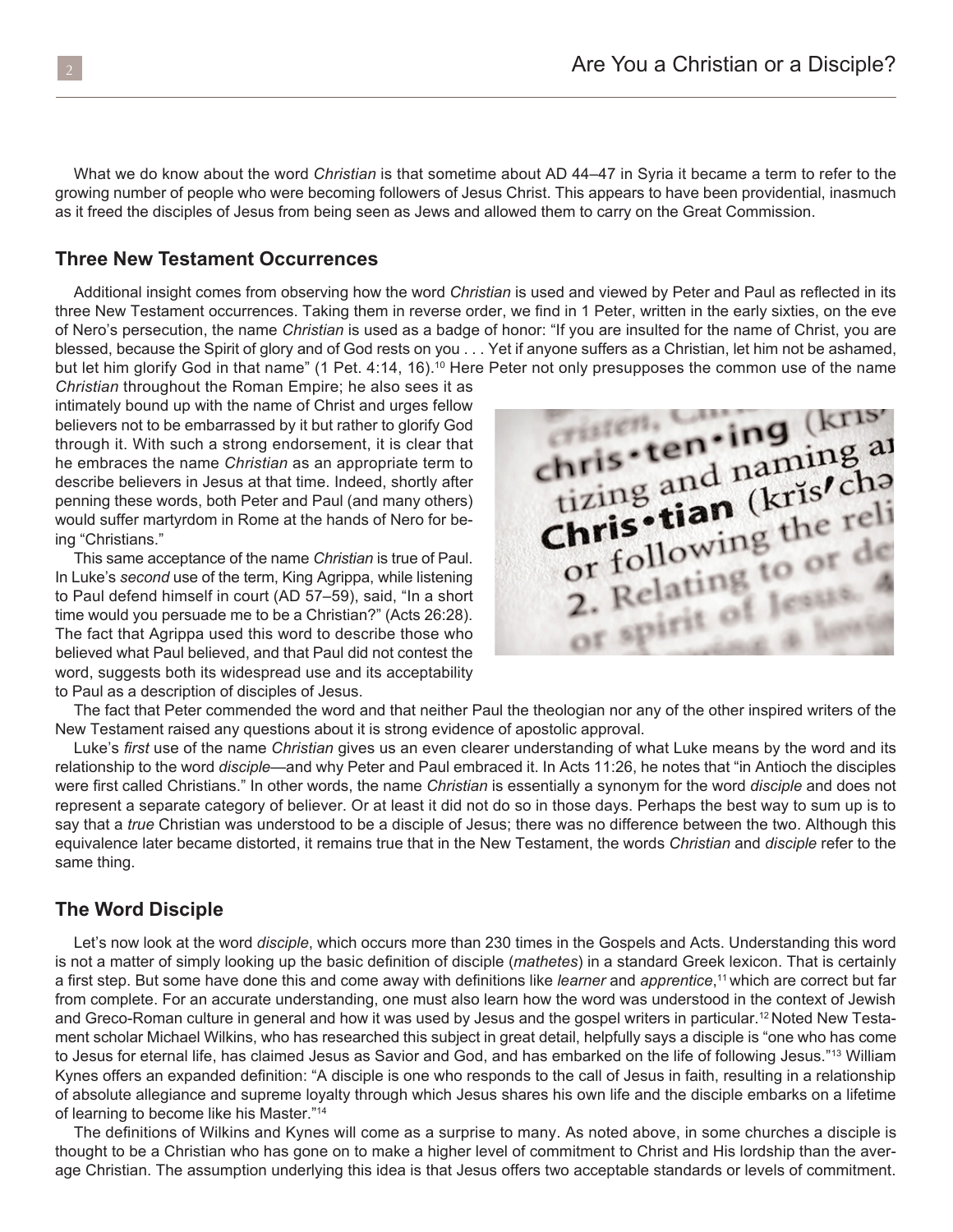What we do know about the word *Christian* is that sometime about AD 44–47 in Syria it became a term to refer to the growing number of people who were becoming followers of Jesus Christ. This appears to have been providential, inasmuch as it freed the disciples of Jesus from being seen as Jews and allowed them to carry on the Great Commission.

## Three New Testament Occurrences

Additional insight comes from observing how the word *Christian* is used and viewed by Peter and Paul as reflected in its three New Testament occurrences. Taking them in reverse order, we find in 1 Peter, written in the early sixties, on the eve of Nero's persecution, the name *Christian* is used as a badge of honor: "If you are insulted for the name of Christ, you are blessed, because the Spirit of glory and of God rests on you . . . Yet if anyone suffers as a Christian, let him not be ashamed, but let him glorify God in that name" (1 Pet. 4:14, 16).[10] Here Peter not only presupposes the common use of the name *Christian* throughout the Roman Empire; he also sees it as intimately bound up with the name of Christ and urges fellow believers not to be embarrassed by it but rather to glorify God through it. With such a strong endorsement, it is clear that he embraces the name *Christian* as an appropriate term to describe believers in Jesus at that time. Indeed, shortly after penning these words, both Peter and Paul (and many others) would suffer martyrdom in Rome at the hands of Nero for being "Christians."

This same acceptance of the name *Christian* is true of Paul. In Luke's *second* use of the term, King Agrippa, while listening to Paul defend himself in court (AD 57–59), said, "In a short time would you persuade me to be a Christian?" (Acts 26:28). The fact that Agrippa used this word to describe those who believed what Paul believed, and that Paul did not contest the word, suggests both its widespread use and its acceptability to Paul as a description of disciples of Jesus.

The fact that Peter commended the word and that neither Paul the theologian nor any of the other inspired writers of the New Testament raised any questions about it is strong evidence of apostolic approval.

Luke's *first* use of the name *Christian* gives us an even clearer understanding of what Luke means by the word and its relationship to the word *disciple*—and why Peter and Paul embraced it. In Acts 11:26, he notes that "in Antioch the disciples were first called Christians." In other words, the name *Christian* is essentially a synonym for the word *disciple* and does not represent a separate category of believer. Or at least it did not do so in those days. Perhaps the best way to sum up is to say that a *true* Christian was understood to be a disciple of Jesus; there was no difference between the two. Although this equivalence later became distorted, it remains true that in the New Testament, the words *Christian* and *disciple* refer to the same thing.

## The Word Disciple

Let's now look at the word *disciple*, which occurs more than 230 times in the Gospels and Acts. Understanding this word is not a matter of simply looking up the basic definition of disciple (*mathetes*) in a standard Greek lexicon. That is certainly a first step. But some have done this and come away with definitions like *learner* and *apprentice*,[11] which are correct but far from complete. For an accurate understanding, one must also learn how the word was understood in the context of Jewish and Greco-Roman culture in general and how it was used by Jesus and the gospel writers in particular.[12] Noted New Testament scholar Michael Wilkins, who has researched this subject in great detail, helpfully says a disciple is "one who has come to Jesus for eternal life, has claimed Jesus as Savior and God, and has embarked on the life of following Jesus."[13] William Kynes offers an expanded definition: "A disciple is one who responds to the call of Jesus in faith, resulting in a relationship of absolute allegiance and supreme loyalty through which Jesus shares his own life and the disciple embarks on a lifetime of learning to become like his Master."[14]

The definitions of Wilkins and Kynes will come as a surprise to many. As noted above, in some churches a disciple is thought to be a Christian who has gone on to make a higher level of commitment to Christ and His lordship than the average Christian. The assumption underlying this idea is that Jesus offers two acceptable standards or levels of commitment.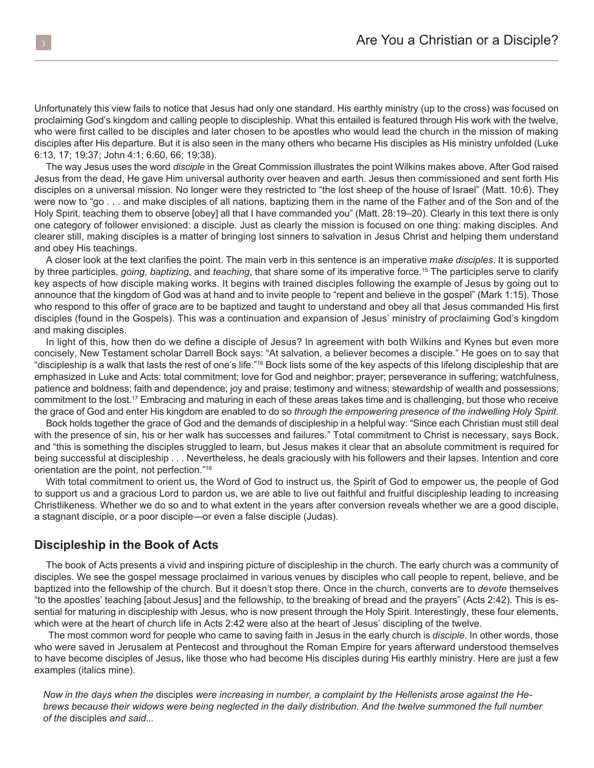Unfortunately this view fails to notice that Jesus had only one standard. His earthly ministry (up to the cross) was focused on proclaiming God's kingdom and calling people to discipleship. What this entailed is featured through His work with the twelve, who were first called to be disciples and later chosen to be apostles who would lead the church in the mission of making disciples after His departure. But it is also seen in the many others who became His disciples as His ministry unfolded (Luke 6:13, 17; 19:37; John 4:1; 6:60, 66; 19:38).

The way Jesus uses the word *disciple* in the Great Commission illustrates the point Wilkins makes above. After God raised Jesus from the dead, He gave Him universal authority over heaven and earth. Jesus then commissioned and sent forth His disciples on a universal mission. No longer were they restricted to "the lost sheep of the house of Israel" (Matt. 10:6). They were now to "go . . . and make disciples of all nations, baptizing them in the name of the Father and of the Son and of the Holy Spirit, teaching them to observe [obey] all that I have commanded you" (Matt. 28:19–20). Clearly in this text there is only one category of follower envisioned: a disciple. Just as clearly the mission is focused on one thing: making disciples. And clearer still, making disciples is a matter of bringing lost sinners to salvation in Jesus Christ and helping them understand and obey His teachings.

A closer look at the text clarifies the point. The main verb in this sentence is an imperative *make disciples*. It is supported by three participles, *going*, *baptizing*, and *teaching*, that share some of its imperative force.[15] The participles serve to clarify key aspects of how disciple making works. It begins with trained disciples following the example of Jesus by going out to announce that the kingdom of God was at hand and to invite people to "repent and believe in the gospel" (Mark 1:15). Those who respond to this offer of grace are to be baptized and taught to understand and obey all that Jesus commanded His first disciples (found in the Gospels). This was a continuation and expansion of Jesus' ministry of proclaiming God's kingdom and making disciples.

In light of this, how then do we define a disciple of Jesus? In agreement with both Wilkins and Kynes but even more concisely, New Testament scholar Darrell Bock says: "At salvation, a believer becomes a disciple." He goes on to say that "discipleship is a walk that lasts the rest of one's life."[16] Bock lists some of the key aspects of this lifelong discipleship that are emphasized in Luke and Acts: total commitment; love for God and neighbor; prayer; perseverance in suffering; watchfulness, patience and boldness; faith and dependence; joy and praise; testimony and witness; stewardship of wealth and possessions; commitment to the lost.[17] Embracing and maturing in each of these areas takes time and is challenging, but those who receive the grace of God and enter His kingdom are enabled to do so *through the empowering presence of the indwelling Holy Spirit*.

Bock holds together the grace of God and the demands of discipleship in a helpful way: "Since each Christian must still deal with the presence of sin, his or her walk has successes and failures." Total commitment to Christ is necessary, says Bock, and "this is something the disciples struggled to learn, but Jesus makes it clear that an absolute commitment is required for being successful at discipleship . . . Nevertheless, he deals graciously with his followers and their lapses. Intention and core orientation are the point, not perfection."[18]

With total commitment to orient us, the Word of God to instruct us, the Spirit of God to empower us, the people of God to support us and a gracious Lord to pardon us, we are able to live out faithful and fruitful discipleship leading to increasing Christlikeness. Whether we do so and to what extent in the years after conversion reveals whether we are a good disciple, a stagnant disciple, or a poor disciple—or even a false disciple (Judas).

## Discipleship in the Book of Acts

The book of Acts presents a vivid and inspiring picture of discipleship in the church. The early church was a community of disciples. We see the gospel message proclaimed in various venues by disciples who call people to repent, believe, and be baptized into the fellowship of the church. But it doesn't stop there. Once in the church, converts are to *devote* themselves "to the apostles' teaching [about Jesus] and the fellowship, to the breaking of bread and the prayers" (Acts 2:42). This is essential for maturing in discipleship with Jesus, who is now present through the Holy Spirit. Interestingly, these four elements, which were at the heart of church life in Acts 2:42 were also at the heart of Jesus' discipling of the twelve.

The most common word for people who came to saving faith in Jesus in the early church is *disciple*. In other words, those who were saved in Jerusalem at Pentecost and throughout the Roman Empire for years afterward understood themselves to have become disciples of Jesus, like those who had become His disciples during His earthly ministry. Here are just a few examples (italics mine).

> *Now in the days when the* disciples *were increasing in number, a complaint by the Hellenists arose against the Hebrews because their widows were being neglected in the daily distribution. And the twelve summoned the full number of the* disciples *and said...*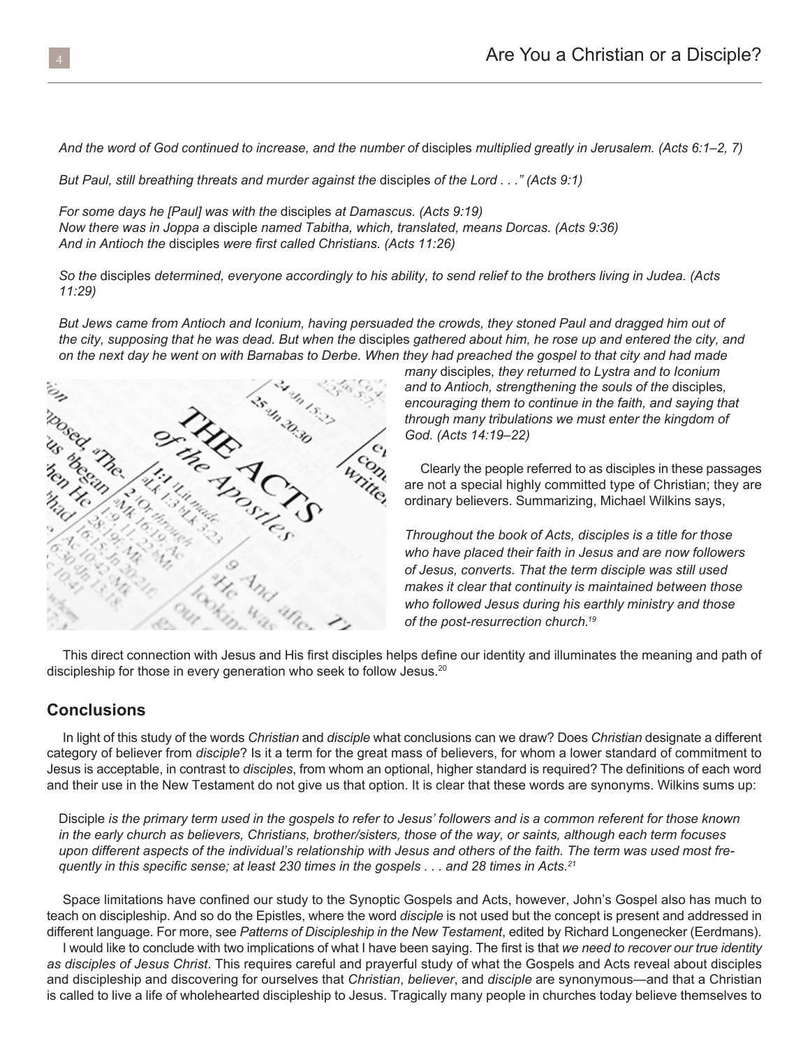*And the word of God continued to increase, and the number of* disciples *multiplied greatly in Jerusalem. (Acts 6:1–2, 7)*

*But Paul, still breathing threats and murder against the* disciples *of the Lord . . ." (Acts 9:1)*

*For some days he [Paul] was with the* disciples *at Damascus. (Acts 9:19)*
*Now there was in Joppa a* disciple *named Tabitha, which, translated, means Dorcas. (Acts 9:36)*
*And in Antioch the* disciples *were first called Christians. (Acts 11:26)*

*So the* disciples *determined, everyone accordingly to his ability, to send relief to the brothers living in Judea. (Acts 11:29)*

*But Jews came from Antioch and Iconium, having persuaded the crowds, they stoned Paul and dragged him out of the city, supposing that he was dead. But when the* disciples *gathered about him, he rose up and entered the city, and on the next day he went on with Barnabas to Derbe. When they had preached the gospel to that city and had made many* disciples*, they returned to Lystra and to Iconium and to Antioch, strengthening the souls of the* disciples*, encouraging them to continue in the faith, and saying that through many tribulations we must enter the kingdom of God. (Acts 14:19–22)*

Clearly the people referred to as disciples in these passages are not a special highly committed type of Christian; they are ordinary believers. Summarizing, Michael Wilkins says,

*Throughout the book of Acts, disciples is a title for those who have placed their faith in Jesus and are now followers of Jesus, converts. That the term disciple was still used makes it clear that continuity is maintained between those who followed Jesus during his earthly ministry and those of the post-resurrection church.*[19]

This direct connection with Jesus and His first disciples helps define our identity and illuminates the meaning and path of discipleship for those in every generation who seek to follow Jesus.[20]

## Conclusions

In light of this study of the words *Christian* and *disciple* what conclusions can we draw? Does *Christian* designate a different category of believer from *disciple*? Is it a term for the great mass of believers, for whom a lower standard of commitment to Jesus is acceptable, in contrast to *disciples*, from whom an optional, higher standard is required? The definitions of each word and their use in the New Testament do not give us that option. It is clear that these words are synonyms. Wilkins sums up:

Disciple *is the primary term used in the gospels to refer to Jesus' followers and is a common referent for those known in the early church as believers, Christians, brother/sisters, those of the way, or saints, although each term focuses upon different aspects of the individual's relationship with Jesus and others of the faith. The term was used most frequently in this specific sense; at least 230 times in the gospels . . . and 28 times in Acts.*[21]

Space limitations have confined our study to the Synoptic Gospels and Acts, however, John's Gospel also has much to teach on discipleship. And so do the Epistles, where the word *disciple* is not used but the concept is present and addressed in different language. For more, see *Patterns of Discipleship in the New Testament*, edited by Richard Longenecker (Eerdmans).

I would like to conclude with two implications of what I have been saying. The first is that *we need to recover our true identity as disciples of Jesus Christ*. This requires careful and prayerful study of what the Gospels and Acts reveal about disciples and discipleship and discovering for ourselves that *Christian*, *believer*, and *disciple* are synonymous—and that a Christian is called to live a life of wholehearted discipleship to Jesus. Tragically many people in churches today believe themselves to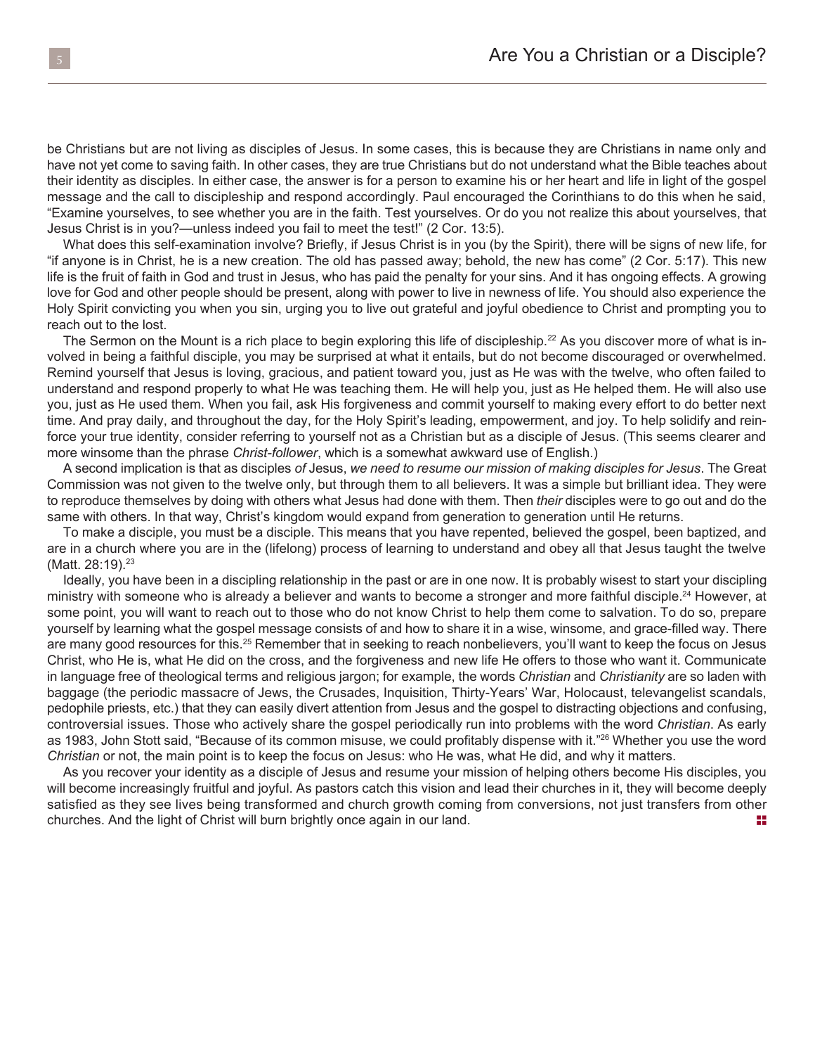be Christians but are not living as disciples of Jesus. In some cases, this is because they are Christians in name only and have not yet come to saving faith. In other cases, they are true Christians but do not understand what the Bible teaches about their identity as disciples. In either case, the answer is for a person to examine his or her heart and life in light of the gospel message and the call to discipleship and respond accordingly. Paul encouraged the Corinthians to do this when he said, "Examine yourselves, to see whether you are in the faith. Test yourselves. Or do you not realize this about yourselves, that Jesus Christ is in you?—unless indeed you fail to meet the test!" (2 Cor. 13:5).

What does this self-examination involve? Briefly, if Jesus Christ is in you (by the Spirit), there will be signs of new life, for "if anyone is in Christ, he is a new creation. The old has passed away; behold, the new has come" (2 Cor. 5:17). This new life is the fruit of faith in God and trust in Jesus, who has paid the penalty for your sins. And it has ongoing effects. A growing love for God and other people should be present, along with power to live in newness of life. You should also experience the Holy Spirit convicting you when you sin, urging you to live out grateful and joyful obedience to Christ and prompting you to reach out to the lost.

The Sermon on the Mount is a rich place to begin exploring this life of discipleship.[22] As you discover more of what is involved in being a faithful disciple, you may be surprised at what it entails, but do not become discouraged or overwhelmed. Remind yourself that Jesus is loving, gracious, and patient toward you, just as He was with the twelve, who often failed to understand and respond properly to what He was teaching them. He will help you, just as He helped them. He will also use you, just as He used them. When you fail, ask His forgiveness and commit yourself to making every effort to do better next time. And pray daily, and throughout the day, for the Holy Spirit's leading, empowerment, and joy. To help solidify and reinforce your true identity, consider referring to yourself not as a Christian but as a disciple of Jesus. (This seems clearer and more winsome than the phrase *Christ-follower*, which is a somewhat awkward use of English.)

A second implication is that as disciples *of* Jesus, *we need to resume our mission of making disciples for Jesus*. The Great Commission was not given to the twelve only, but through them to all believers. It was a simple but brilliant idea. They were to reproduce themselves by doing with others what Jesus had done with them. Then *their* disciples were to go out and do the same with others. In that way, Christ's kingdom would expand from generation to generation until He returns.

To make a disciple, you must be a disciple. This means that you have repented, believed the gospel, been baptized, and are in a church where you are in the (lifelong) process of learning to understand and obey all that Jesus taught the twelve (Matt. 28:19).[23]

Ideally, you have been in a discipling relationship in the past or are in one now. It is probably wisest to start your discipling ministry with someone who is already a believer and wants to become a stronger and more faithful disciple.[24] However, at some point, you will want to reach out to those who do not know Christ to help them come to salvation. To do so, prepare yourself by learning what the gospel message consists of and how to share it in a wise, winsome, and grace-filled way. There are many good resources for this.[25] Remember that in seeking to reach nonbelievers, you'll want to keep the focus on Jesus Christ, who He is, what He did on the cross, and the forgiveness and new life He offers to those who want it. Communicate in language free of theological terms and religious jargon; for example, the words *Christian* and *Christianity* are so laden with baggage (the periodic massacre of Jews, the Crusades, Inquisition, Thirty-Years' War, Holocaust, televangelist scandals, pedophile priests, etc.) that they can easily divert attention from Jesus and the gospel to distracting objections and confusing, controversial issues. Those who actively share the gospel periodically run into problems with the word *Christian*. As early as 1983, John Stott said, "Because of its common misuse, we could profitably dispense with it."[26] Whether you use the word *Christian* or not, the main point is to keep the focus on Jesus: who He was, what He did, and why it matters.

As you recover your identity as a disciple of Jesus and resume your mission of helping others become His disciples, you will become increasingly fruitful and joyful. As pastors catch this vision and lead their churches in it, they will become deeply satisfied as they see lives being transformed and church growth coming from conversions, not just transfers from other churches. And the light of Christ will burn brightly once again in our land.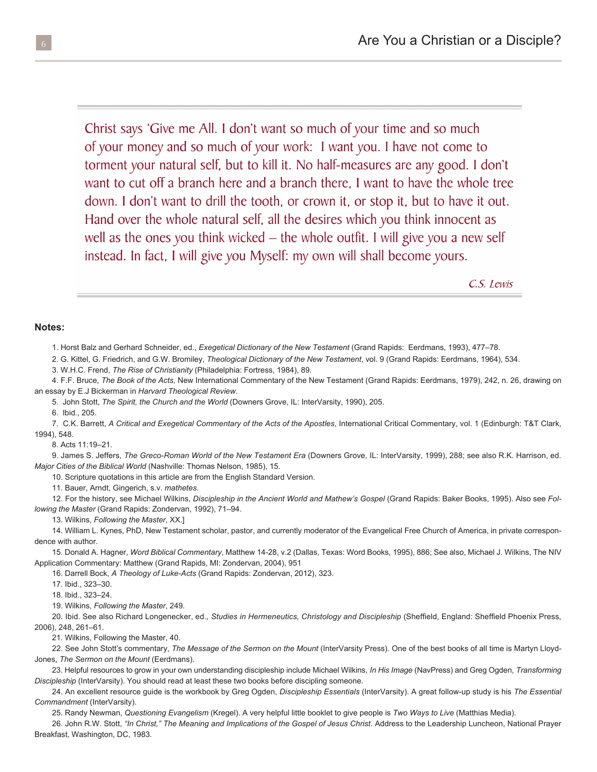> Christ says 'Give me All. I don't want so much of your time and so much of your money and so much of your work: I want you. I have not come to torment your natural self, but to kill it. No half-measures are any good. I don't want to cut off a branch here and a branch there, I want to have the whole tree down. I don't want to drill the tooth, or crown it, or stop it, but to have it out. Hand over the whole natural self, all the desires which you think innocent as well as the ones you think wicked – the whole outfit. I will give you a new self instead. In fact, I will give you Myself: my own will shall become yours.
>
> *C.S. Lewis*

**Notes:**

1. Horst Balz and Gerhard Schneider, ed., *Exegetical Dictionary of the New Testament* (Grand Rapids: Eerdmans, 1993), 477–78.
2. G. Kittel, G. Friedrich, and G.W. Bromiley, *Theological Dictionary of the New Testament*, vol. 9 (Grand Rapids: Eerdmans, 1964), 534.
3. W.H.C. Frend, *The Rise of Christianity* (Philadelphia: Fortress, 1984), 89.
4. F.F. Bruce, *The Book of the Acts,* New International Commentary of the New Testament (Grand Rapids: Eerdmans, 1979), 242, n. 26, drawing on an essay by E.J Bickerman in *Harvard Theological Review*.
5. John Stott, *The Spirit, the Church and the World* (Downers Grove, IL: InterVarsity, 1990), 205.
6. Ibid., 205.
7. C.K. Barrett, *A Critical and Exegetical Commentary of the Acts of the Apostles*, International Critical Commentary, vol. 1 (Edinburgh: T&T Clark, 1994), 548.
8. Acts 11:19–21.
9. James S. Jeffers, *The Greco-Roman World of the New Testament Era* (Downers Grove, IL: InterVarsity, 1999), 288; see also R.K. Harrison, ed. *Major Cities of the Biblical World* (Nashville: Thomas Nelson, 1985), 15.
10. Scripture quotations in this article are from the English Standard Version.
11. Bauer, Arndt, Gingerich, s.v. *mathetes*.
12. For the history, see Michael Wilkins, *Discipleship in the Ancient World and Mathew's Gospel* (Grand Rapids: Baker Books, 1995). Also see *Following the Master* (Grand Rapids: Zondervan, 1992), 71–94.
13. Wilkins, *Following the Master*, XX.]
14. William L. Kynes, PhD, New Testament scholar, pastor, and currently moderator of the Evangelical Free Church of America, in private correspondence with author.
15. Donald A. Hagner, *Word Biblical Commentary*, Matthew 14-28, v.2 (Dallas, Texas: Word Books, 1995), 886; See also, Michael J. Wilkins, The NIV Application Commentary: Matthew (Grand Rapids, MI: Zondervan, 2004), 951
16. Darrell Bock, *A Theology of Luke-Acts* (Grand Rapids: Zondervan, 2012), 323.
17. Ibid., 323–30.
18. Ibid., 323–24.
19. Wilkins, *Following the Master*, 249.
20. Ibid. See also Richard Longenecker, ed., *Studies in Hermeneutics, Christology and Discipleship* (Sheffield, England: Sheffield Phoenix Press, 2006), 248, 261–61.
21. Wilkins, Following the Master, 40.
22. See John Stott's commentary, *The Message of the Sermon on the Mount* (InterVarsity Press). One of the best books of all time is Martyn Lloyd-Jones, *The Sermon on the Mount* (Eerdmans).
23. Helpful resources to grow in your own understanding discipleship include Michael Wilkins, *In His Image* (NavPress) and Greg Ogden, *Transforming Discipleship* (InterVarsity). You should read at least these two books before discipling someone.
24. An excellent resource guide is the workbook by Greg Ogden, *Discipleship Essentials* (InterVarsity). A great follow-up study is his *The Essential Commandment* (InterVarsity).
25. Randy Newman, *Questioning Evangelism* (Kregel). A very helpful little booklet to give people is *Two Ways to Live* (Matthias Media).
26. John R.W. Stott, *"In Christ," The Meaning and Implications of the Gospel of Jesus Christ*. Address to the Leadership Luncheon, National Prayer Breakfast, Washington, DC, 1983.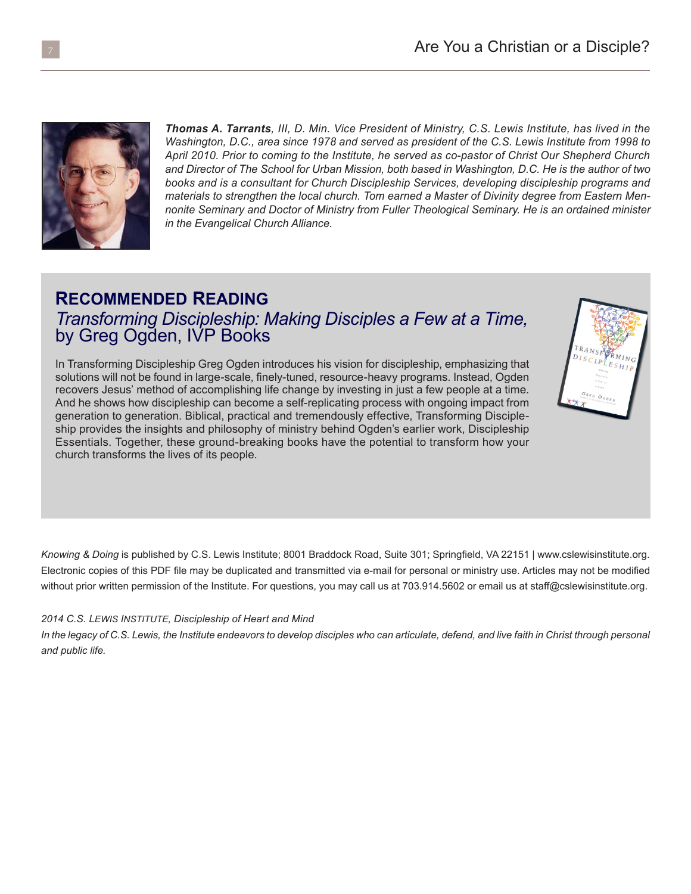***Thomas A. Tarrants**, III, D. Min. Vice President of Ministry, C.S. Lewis Institute, has lived in the Washington, D.C., area since 1978 and served as president of the C.S. Lewis Institute from 1998 to April 2010. Prior to coming to the Institute, he served as co-pastor of Christ Our Shepherd Church and Director of The School for Urban Mission, both based in Washington, D.C. He is the author of two books and is a consultant for Church Discipleship Services, developing discipleship programs and materials to strengthen the local church. Tom earned a Master of Divinity degree from Eastern Mennonite Seminary and Doctor of Ministry from Fuller Theological Seminary. He is an ordained minister in the Evangelical Church Alliance.*

## Recommended Reading

### *Transforming Discipleship: Making Disciples a Few at a Time,* by Greg Ogden, IVP Books

In Transforming Discipleship Greg Ogden introduces his vision for discipleship, emphasizing that solutions will not be found in large-scale, finely-tuned, resource-heavy programs. Instead, Ogden recovers Jesus' method of accomplishing life change by investing in just a few people at a time. And he shows how discipleship can become a self-replicating process with ongoing impact from generation to generation. Biblical, practical and tremendously effective, Transforming Discipleship provides the insights and philosophy of ministry behind Ogden's earlier work, Discipleship Essentials. Together, these ground-breaking books have the potential to transform how your church transforms the lives of its people.

*Knowing & Doing* is published by C.S. Lewis Institute; 8001 Braddock Road, Suite 301; Springfield, VA 22151 | www.cslewisinstitute.org. Electronic copies of this PDF file may be duplicated and transmitted via e-mail for personal or ministry use. Articles may not be modified without prior written permission of the Institute. For questions, you may call us at 703.914.5602 or email us at staff@cslewisinstitute.org.

*2014 C.S. Lewis Institute, Discipleship of Heart and Mind*

*In the legacy of C.S. Lewis, the Institute endeavors to develop disciples who can articulate, defend, and live faith in Christ through personal and public life.*